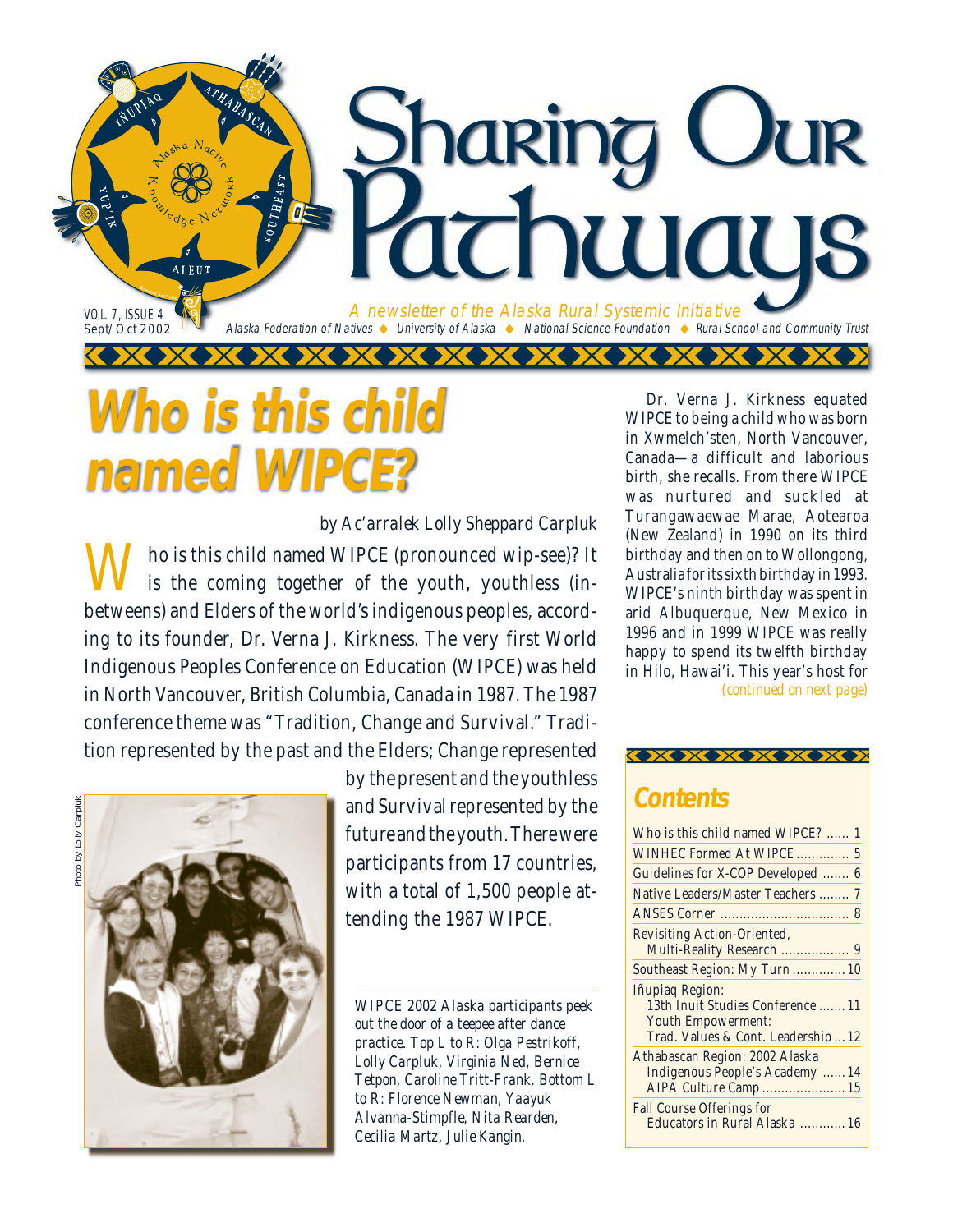# Sharing Our Pathways

*A newsletter of the Alaska Rural Systemic Initiative*

Alaska Federation of Natives ◆ University of Alaska ◆ National Science Foundation ◆ Rural School and Community Trust

VOL 7, ISSUE 4
Sept/Oct 2002

## Who is this child named WIPCE?

*by Ac'arralek Lolly Sheppard Carpluk*

Who is this child named WIPCE (pronounced wip-see)? It is the coming together of the youth, youthless (in-betweens) and Elders of the world's indigenous peoples, according to its founder, Dr. Verna J. Kirkness. The very first World Indigenous Peoples Conference on Education (WIPCE) was held in North Vancouver, British Columbia, Canada in 1987. The 1987 conference theme was "Tradition, Change and Survival." Tradition represented by the past and the Elders; Change represented by the present and the youthless and Survival represented by the future and the youth. There were participants from 17 countries, with a total of 1,500 people attending the 1987 WIPCE.

Photo by Lolly Carpluk

*WIPCE 2002 Alaska participants peek out the door of a teepee after dance practice. Top L to R: Olga Pestrikoff, Lolly Carpluk, Virginia Ned, Bernice Tetpon, Caroline Tritt-Frank. Bottom L to R: Florence Newman, Yaayuk Alvanna-Stimpfle, Nita Rearden, Cecilia Martz, Julie Kangin.*

Dr. Verna J. Kirkness equated WIPCE to being a child who was born in Xwmelch'sten, North Vancouver, Canada—a difficult and laborious birth, she recalls. From there WIPCE was nurtured and suckled at Turangawaewae Marae, Aotearoa (New Zealand) in 1990 on its third birthday and then on to Wollongong, Australia for its sixth birthday in 1993. WIPCE's ninth birthday was spent in arid Albuquerque, New Mexico in 1996 and in 1999 WIPCE was really happy to spend its twelfth birthday in Hilo, Hawai'i. This year's host for

*(continued on next page)*

## Contents

| | |
|---|---|
| Who is this child named WIPCE? | 1 |
| WINHEC Formed At WIPCE | 5 |
| Guidelines for X-COP Developed | 6 |
| Native Leaders/Master Teachers | 7 |
| ANSES Corner | 8 |
| Revisiting Action-Oriented, Multi-Reality Research | 9 |
| Southeast Region: My Turn | 10 |
| Iñupiaq Region: 13th Inuit Studies Conference | 11 |
| Youth Empowerment: Trad. Values & Cont. Leadership | 12 |
| Athabascan Region: 2002 Alaska Indigenous People's Academy | 14 |
| AIPA Culture Camp | 15 |
| Fall Course Offerings for Educators in Rural Alaska | 16 |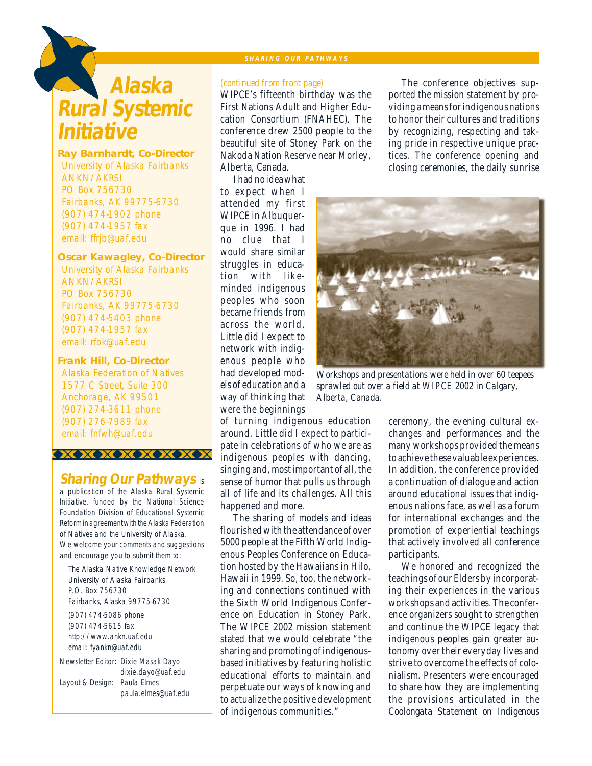# Alaska Rural Systemic Initiative

**Ray Barnhardt, Co-Director**
University of Alaska Fairbanks
ANKN/AKRSI
PO Box 756730
Fairbanks, AK 99775-6730
(907) 474-1902 phone
(907) 474-1957 fax
email: ffrjb@uaf.edu

**Oscar Kawagley, Co-Director**
University of Alaska Fairbanks
ANKN/AKRSI
PO Box 756730
Fairbanks, AK 99775-6730
(907) 474-5403 phone
(907) 474-1957 fax
email: rfok@uaf.edu

**Frank Hill, Co-Director**
Alaska Federation of Natives
1577 C Street, Suite 300
Anchorage, AK 99501
(907) 274-3611 phone
(907) 276-7989 fax
email: fnfwh@uaf.edu

***Sharing Our Pathways*** is a publication of the Alaska Rural Systemic Initiative, funded by the National Science Foundation Division of Educational Systemic Reform in agreement with the Alaska Federation of Natives and the University of Alaska. We welcome your comments and suggestions and encourage you to submit them to:

The Alaska Native Knowledge Network
University of Alaska Fairbanks
P.O. Box 756730
Fairbanks, Alaska 99775-6730

(907) 474-5086 phone
(907) 474-5615 fax
http://www.ankn.uaf.edu
email: fyankn@uaf.edu

Newsletter Editor: Dixie Masak Dayo
dixie.dayo@uaf.edu
Layout & Design: Paula Elmes
paula.elmes@uaf.edu

---

*(continued from front page)*

WIPCE's fifteenth birthday was the First Nations Adult and Higher Education Consortium (FNAHEC). The conference drew 2500 people to the beautiful site of Stoney Park on the Nakoda Nation Reserve near Morley, Alberta, Canada.

I had no idea what to expect when I attended my first WIPCE in Albuquerque in 1996. I had no clue that I would share similar struggles in education with like-minded indigenous peoples who soon became friends from across the world. Little did I expect to network with indigenous people who had developed models of education and a way of thinking that were the beginnings of turning indigenous education around. Little did I expect to participate in celebrations of who we are as indigenous peoples with dancing, singing and, most important of all, the sense of humor that pulls us through all of life and its challenges. All this happened and more.

The sharing of models and ideas flourished with the attendance of over 5000 people at the Fifth World Indigenous Peoples Conference on Education hosted by the Hawaiians in Hilo, Hawaii in 1999. So, too, the networking and connections continued with the Sixth World Indigenous Conference on Education in Stoney Park. The WIPCE 2002 mission statement stated that we would celebrate "the sharing and promoting of indigenous-based initiatives by featuring holistic educational efforts to maintain and perpetuate our ways of knowing and to actualize the positive development of indigenous communities."

The conference objectives supported the mission statement by providing a means for indigenous nations to honor their cultures and traditions by recognizing, respecting and taking pride in respective unique practices. The conference opening and closing ceremonies, the daily sunrise ceremony, the evening cultural exchanges and performances and the many workshops provided the means to achieve these valuable experiences. In addition, the conference provided a continuation of dialogue and action around educational issues that indigenous nations face, as well as a forum for international exchanges and the promotion of experiential teachings that actively involved all conference participants.

*Workshops and presentations were held in over 60 teepees sprawled out over a field at WIPCE 2002 in Calgary, Alberta, Canada.*

We honored and recognized the teachings of our Elders by incorporating their experiences in the various workshops and activities. The conference organizers sought to strengthen and continue the WIPCE legacy that indigenous peoples gain greater autonomy over their everyday lives and strive to overcome the effects of colonialism. Presenters were encouraged to share how they are implementing the provisions articulated in the *Coolongata Statement on Indigenous*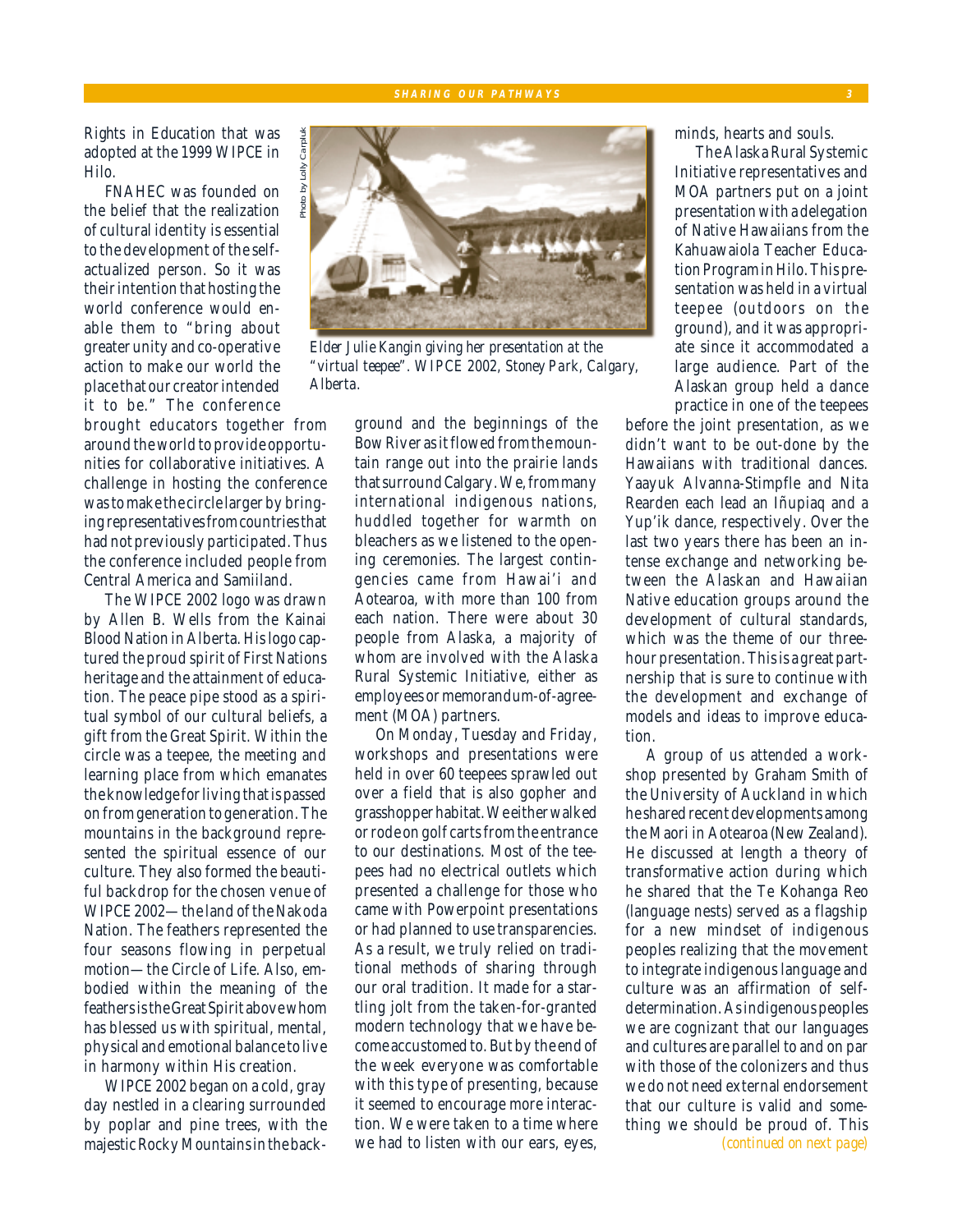Rights in Education that was adopted at the 1999 WIPCE in Hilo.

FNAHEC was founded on the belief that the realization of cultural identity is essential to the development of the self-actualized person. So it was their intention that hosting the world conference would enable them to "bring about greater unity and co-operative action to make our world the place that our creator intended it to be." The conference brought educators together from around the world to provide opportunities for collaborative initiatives. A challenge in hosting the conference was to make the circle larger by bringing representatives from countries that had not previously participated. Thus the conference included people from Central America and Samiiland.

The WIPCE 2002 logo was drawn by Allen B. Wells from the Kainai Blood Nation in Alberta. His logo captured the proud spirit of First Nations heritage and the attainment of education. The peace pipe stood as a spiritual symbol of our cultural beliefs, a gift from the Great Spirit. Within the circle was a teepee, the meeting and learning place from which emanates the knowledge for living that is passed on from generation to generation. The mountains in the background represented the spiritual essence of our culture. They also formed the beautiful backdrop for the chosen venue of WIPCE 2002—the land of the Nakoda Nation. The feathers represented the four seasons flowing in perpetual motion—the Circle of Life. Also, embodied within the meaning of the feathers is the Great Spirit above whom has blessed us with spiritual, mental, physical and emotional balance to live in harmony within His creation.

WIPCE 2002 began on a cold, gray day nestled in a clearing surrounded by poplar and pine trees, with the majestic Rocky Mountains in the background and the beginnings of the Bow River as it flowed from the mountain range out into the prairie lands that surround Calgary. We, from many international indigenous nations, huddled together for warmth on bleachers as we listened to the opening ceremonies. The largest contingencies came from Hawai'i and Aotearoa, with more than 100 from each nation. There were about 30 people from Alaska, a majority of whom are involved with the Alaska Rural Systemic Initiative, either as employees or memorandum-of-agreement (MOA) partners.

Photo by Lolly Carpluk

*Elder Julie Kangin giving her presentation at the "virtual teepee". WIPCE 2002, Stoney Park, Calgary, Alberta.*

On Monday, Tuesday and Friday, workshops and presentations were held in over 60 teepees sprawled out over a field that is also gopher and grasshopper habitat. We either walked or rode on golf carts from the entrance to our destinations. Most of the teepees had no electrical outlets which presented a challenge for those who came with Powerpoint presentations or had planned to use transparencies. As a result, we truly relied on traditional methods of sharing through our oral tradition. It made for a startling jolt from the taken-for-granted modern technology that we have become accustomed to. But by the end of the week everyone was comfortable with this type of presenting, because it seemed to encourage more interaction. We were taken to a time where we had to listen with our ears, eyes, minds, hearts and souls.

The Alaska Rural Systemic Initiative representatives and MOA partners put on a joint presentation with a delegation of Native Hawaiians from the Kahuawaiola Teacher Education Program in Hilo. This presentation was held in a virtual teepee (outdoors on the ground), and it was appropriate since it accommodated a large audience. Part of the Alaskan group held a dance practice in one of the teepees before the joint presentation, as we didn't want to be out-done by the Hawaiians with traditional dances. Yaayuk Alvanna-Stimpfle and Nita Rearden each lead an Iñupiaq and a Yup'ik dance, respectively. Over the last two years there has been an intense exchange and networking between the Alaskan and Hawaiian Native education groups around the development of cultural standards, which was the theme of our three-hour presentation. This is a great partnership that is sure to continue with the development and exchange of models and ideas to improve education.

A group of us attended a workshop presented by Graham Smith of the University of Auckland in which he shared recent developments among the Maori in Aotearoa (New Zealand). He discussed at length a theory of transformative action during which he shared that the Te Kohanga Reo (language nests) served as a flagship for a new mindset of indigenous peoples realizing that the movement to integrate indigenous language and culture was an affirmation of self-determination. As indigenous peoples we are cognizant that our languages and cultures are parallel to and on par with those of the colonizers and thus we do not need external endorsement that our culture is valid and something we should be proud of. This

*(continued on next page)*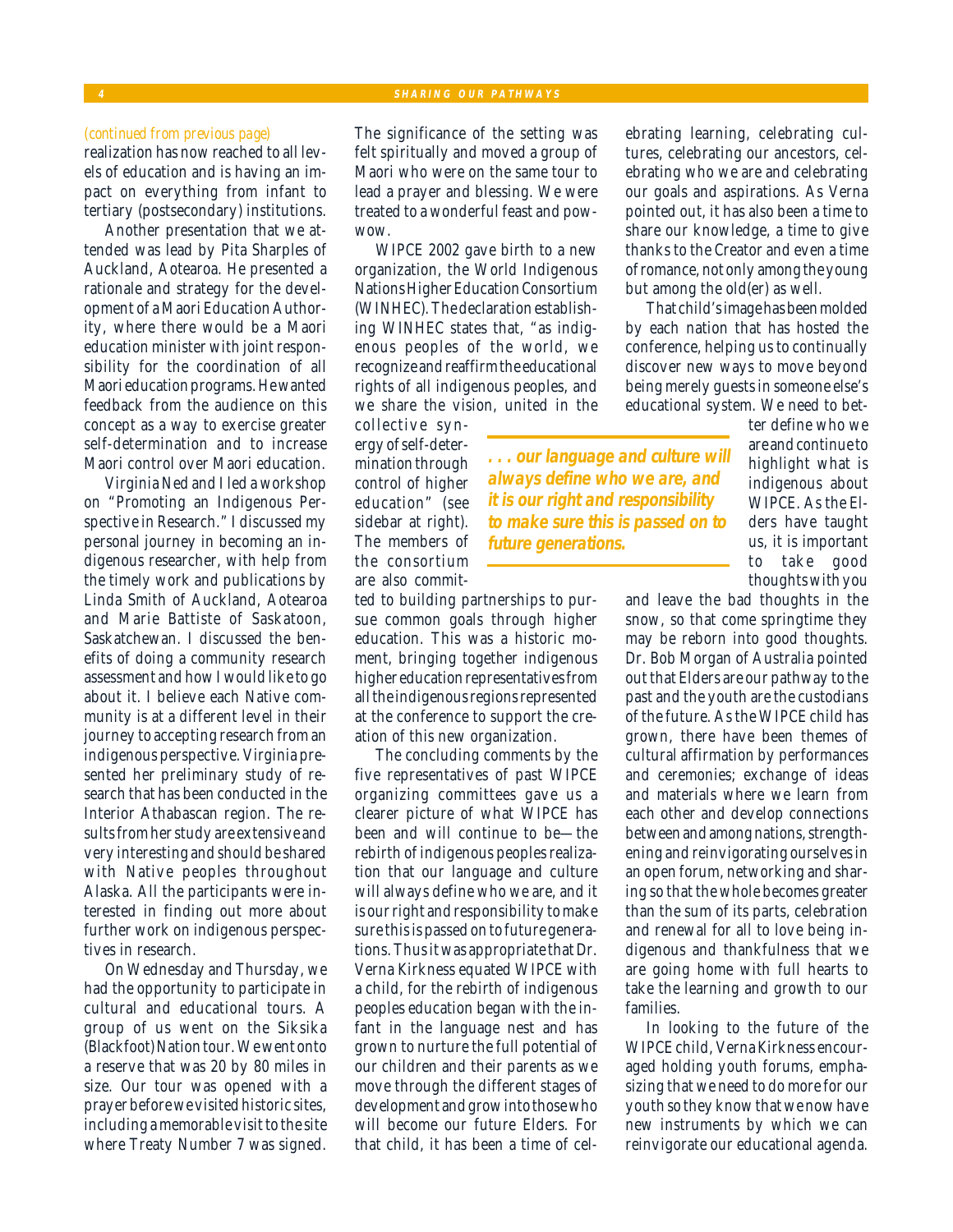*(continued from previous page)*

realization has now reached to all levels of education and is having an impact on everything from infant to tertiary (postsecondary) institutions.

Another presentation that we attended was lead by Pita Sharples of Auckland, Aotearoa. He presented a rationale and strategy for the development of a Maori Education Authority, where there would be a Maori education minister with joint responsibility for the coordination of all Maori education programs. He wanted feedback from the audience on this concept as a way to exercise greater self-determination and to increase Maori control over Maori education.

Virginia Ned and I led a workshop on "Promoting an Indigenous Perspective in Research." I discussed my personal journey in becoming an indigenous researcher, with help from the timely work and publications by Linda Smith of Auckland, Aotearoa and Marie Battiste of Saskatoon, Saskatchewan. I discussed the benefits of doing a community research assessment and how I would like to go about it. I believe each Native community is at a different level in their journey to accepting research from an indigenous perspective. Virginia presented her preliminary study of research that has been conducted in the Interior Athabascan region. The results from her study are extensive and very interesting and should be shared with Native peoples throughout Alaska. All the participants were interested in finding out more about further work on indigenous perspectives in research.

On Wednesday and Thursday, we had the opportunity to participate in cultural and educational tours. A group of us went on the Siksika (Blackfoot) Nation tour. We went onto a reserve that was 20 by 80 miles in size. Our tour was opened with a prayer before we visited historic sites, including a memorable visit to the site where Treaty Number 7 was signed. The significance of the setting was felt spiritually and moved a group of Maori who were on the same tour to lead a prayer and blessing. We were treated to a wonderful feast and powwow.

WIPCE 2002 gave birth to a new organization, the World Indigenous Nations Higher Education Consortium (WINHEC). The declaration establishing WINHEC states that, "as indigenous peoples of the world, we recognize and reaffirm the educational rights of all indigenous peoples, and we share the vision, united in the collective synergy of self-determination through control of higher education" (see sidebar at right). The members of the consortium are also committed to building partnerships to pursue common goals through higher education. This was a historic moment, bringing together indigenous higher education representatives from all the indigenous regions represented at the conference to support the creation of this new organization.

> ***. . . our language and culture will always define who we are, and it is our right and responsibility to make sure this is passed on to future generations.***

The concluding comments by the five representatives of past WIPCE organizing committees gave us a clearer picture of what WIPCE has been and will continue to be—the rebirth of indigenous peoples realization that our language and culture will always define who we are, and it is our right and responsibility to make sure this is passed on to future generations. Thus it was appropriate that Dr. Verna Kirkness equated WIPCE with a child, for the rebirth of indigenous peoples education began with the infant in the language nest and has grown to nurture the full potential of our children and their parents as we move through the different stages of development and grow into those who will become our future Elders. For that child, it has been a time of celebrating learning, celebrating cultures, celebrating our ancestors, celebrating who we are and celebrating our goals and aspirations. As Verna pointed out, it has also been a time to share our knowledge, a time to give thanks to the Creator and even a time of romance, not only among the young but among the old(er) as well.

That child's image has been molded by each nation that has hosted the conference, helping us to continually discover new ways to move beyond being merely guests in someone else's educational system. We need to better define who we are and continue to highlight what is indigenous about WIPCE. As the Elders have taught us, it is important to take good thoughts with you and leave the bad thoughts in the snow, so that come springtime they may be reborn into good thoughts. Dr. Bob Morgan of Australia pointed out that Elders are our pathway to the past and the youth are the custodians of the future. As the WIPCE child has grown, there have been themes of cultural affirmation by performances and ceremonies; exchange of ideas and materials where we learn from each other and develop connections between and among nations, strengthening and reinvigorating ourselves in an open forum, networking and sharing so that the whole becomes greater than the sum of its parts, celebration and renewal for all to love being indigenous and thankfulness that we are going home with full hearts to take the learning and growth to our families.

In looking to the future of the WIPCE child, Verna Kirkness encouraged holding youth forums, emphasizing that we need to do more for our youth so they know that we now have new instruments by which we can reinvigorate our educational agenda.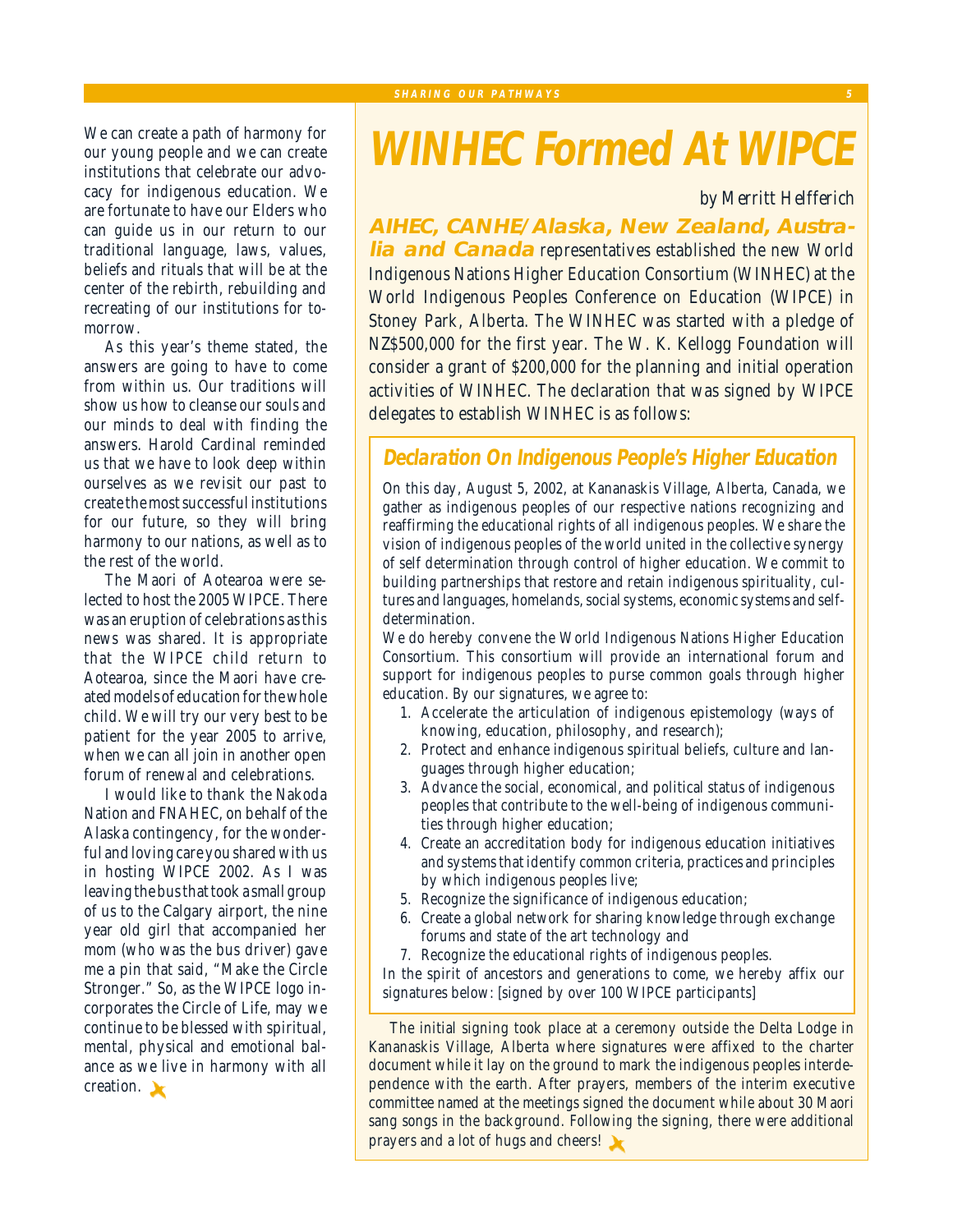We can create a path of harmony for our young people and we can create institutions that celebrate our advocacy for indigenous education. We are fortunate to have our Elders who can guide us in our return to our traditional language, laws, values, beliefs and rituals that will be at the center of the rebirth, rebuilding and recreating of our institutions for tomorrow.

As this year's theme stated, the answers are going to have to come from within us. Our traditions will show us how to cleanse our souls and our minds to deal with finding the answers. Harold Cardinal reminded us that we have to look deep within ourselves as we revisit our past to create the most successful institutions for our future, so they will bring harmony to our nations, as well as to the rest of the world.

The Maori of Aotearoa were selected to host the 2005 WIPCE. There was an eruption of celebrations as this news was shared. It is appropriate that the WIPCE child return to Aotearoa, since the Maori have created models of education for the whole child. We will try our very best to be patient for the year 2005 to arrive, when we can all join in another open forum of renewal and celebrations.

I would like to thank the Nakoda Nation and FNAHEC, on behalf of the Alaska contingency, for the wonderful and loving care you shared with us in hosting WIPCE 2002. As I was leaving the bus that took a small group of us to the Calgary airport, the nine year old girl that accompanied her mom (who was the bus driver) gave me a pin that said, "Make the Circle Stronger." So, as the WIPCE logo incorporates the Circle of Life, may we continue to be blessed with spiritual, mental, physical and emotional balance as we live in harmony with all creation.

# WINHEC Formed At WIPCE

*by Merritt Helfferich*

**AIHEC, CANHE/Alaska, New Zealand, Australia and Canada** representatives established the new World Indigenous Nations Higher Education Consortium (WINHEC) at the World Indigenous Peoples Conference on Education (WIPCE) in Stoney Park, Alberta. The WINHEC was started with a pledge of NZ$500,000 for the first year. The W. K. Kellogg Foundation will consider a grant of $200,000 for the planning and initial operation activities of WINHEC. The declaration that was signed by WIPCE delegates to establish WINHEC is as follows:

## Declaration On Indigenous People's Higher Education

On this day, August 5, 2002, at Kananaskis Village, Alberta, Canada, we gather as indigenous peoples of our respective nations recognizing and reaffirming the educational rights of all indigenous peoples. We share the vision of indigenous peoples of the world united in the collective synergy of self determination through control of higher education. We commit to building partnerships that restore and retain indigenous spirituality, cultures and languages, homelands, social systems, economic systems and self-determination.

We do hereby convene the World Indigenous Nations Higher Education Consortium. This consortium will provide an international forum and support for indigenous peoples to purse common goals through higher education. By our signatures, we agree to:

1. Accelerate the articulation of indigenous epistemology (ways of knowing, education, philosophy, and research);
2. Protect and enhance indigenous spiritual beliefs, culture and languages through higher education;
3. Advance the social, economical, and political status of indigenous peoples that contribute to the well-being of indigenous communities through higher education;
4. Create an accreditation body for indigenous education initiatives and systems that identify common criteria, practices and principles by which indigenous peoples live;
5. Recognize the significance of indigenous education;
6. Create a global network for sharing knowledge through exchange forums and state of the art technology and
7. Recognize the educational rights of indigenous peoples.

In the spirit of ancestors and generations to come, we hereby affix our signatures below: [signed by over 100 WIPCE participants]

The initial signing took place at a ceremony outside the Delta Lodge in Kananaskis Village, Alberta where signatures were affixed to the charter document while it lay on the ground to mark the indigenous peoples interdependence with the earth. After prayers, members of the interim executive committee named at the meetings signed the document while about 30 Maori sang songs in the background. Following the signing, there were additional prayers and a lot of hugs and cheers!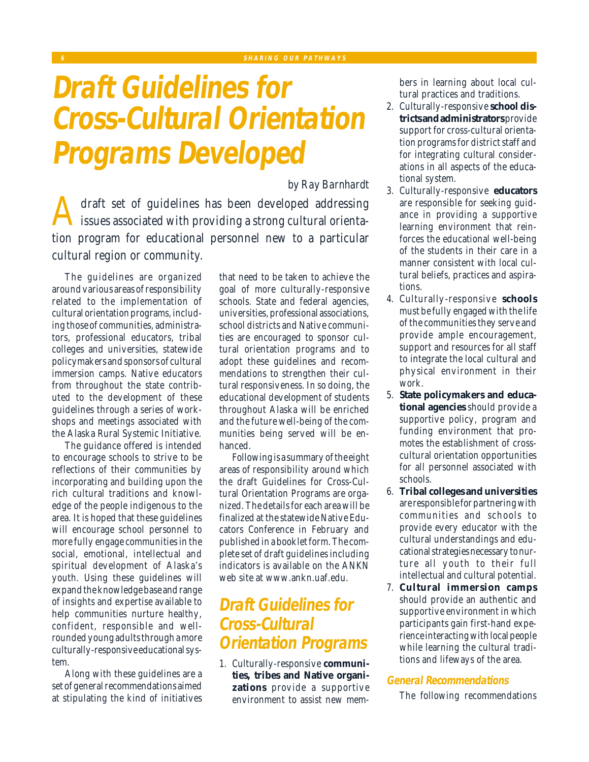# Draft Guidelines for Cross-Cultural Orientation Programs Developed

*by Ray Barnhardt*

A draft set of guidelines has been developed addressing issues associated with providing a strong cultural orientation program for educational personnel new to a particular cultural region or community.

The guidelines are organized around various areas of responsibility related to the implementation of cultural orientation programs, including those of communities, administrators, professional educators, tribal colleges and universities, statewide policymakers and sponsors of cultural immersion camps. Native educators from throughout the state contributed to the development of these guidelines through a series of workshops and meetings associated with the Alaska Rural Systemic Initiative.

The guidance offered is intended to encourage schools to strive to be reflections of their communities by incorporating and building upon the rich cultural traditions and knowledge of the people indigenous to the area. It is hoped that these guidelines will encourage school personnel to more fully engage communities in the social, emotional, intellectual and spiritual development of Alaska's youth. Using these guidelines will expand the knowledge base and range of insights and expertise available to help communities nurture healthy, confident, responsible and well-rounded young adults through a more culturally-responsive educational system.

Along with these guidelines are a set of general recommendations aimed at stipulating the kind of initiatives that need to be taken to achieve the goal of more culturally-responsive schools. State and federal agencies, universities, professional associations, school districts and Native communities are encouraged to sponsor cultural orientation programs and to adopt these guidelines and recommendations to strengthen their cultural responsiveness. In so doing, the educational development of students throughout Alaska will be enriched and the future well-being of the communities being served will be enhanced.

Following is a summary of the eight areas of responsibility around which the draft Guidelines for Cross-Cultural Orientation Programs are organized. The details for each area will be finalized at the statewide Native Educators Conference in February and published in a booklet form. The complete set of draft guidelines including indicators is available on the ANKN web site at www.ankn.uaf.edu.

## Draft Guidelines for Cross-Cultural Orientation Programs

1. Culturally-responsive **communities, tribes and Native organizations** provide a supportive environment to assist new members in learning about local cultural practices and traditions.
2. Culturally-responsive **school districts and administrators** provide support for cross-cultural orientation programs for district staff and for integrating cultural considerations in all aspects of the educational system.
3. Culturally-responsive **educators** are responsible for seeking guidance in providing a supportive learning environment that reinforces the educational well-being of the students in their care in a manner consistent with local cultural beliefs, practices and aspirations.
4. Culturally-responsive **schools** must be fully engaged with the life of the communities they serve and provide ample encouragement, support and resources for all staff to integrate the local cultural and physical environment in their work.
5. **State policymakers and educational agencies** should provide a supportive policy, program and funding environment that promotes the establishment of cross-cultural orientation opportunities for all personnel associated with schools.
6. **Tribal colleges and universities** are responsible for partnering with communities and schools to provide every educator with the cultural understandings and educational strategies necessary to nurture all youth to their full intellectual and cultural potential.
7. **Cultural immersion camps** should provide an authentic and supportive environment in which participants gain first-hand experience interacting with local people while learning the cultural traditions and lifeways of the area.

### General Recommendations

The following recommendations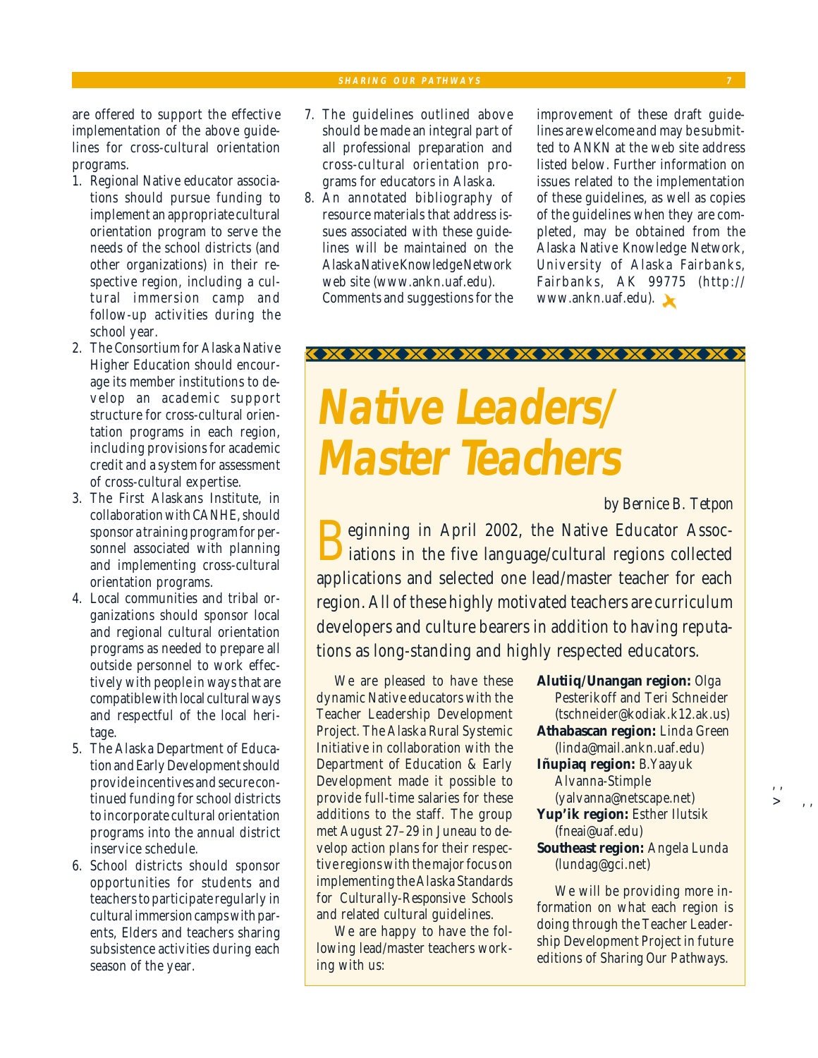are offered to support the effective implementation of the above guidelines for cross-cultural orientation programs.

1. Regional Native educator associations should pursue funding to implement an appropriate cultural orientation program to serve the needs of the school districts (and other organizations) in their respective region, including a cultural immersion camp and follow-up activities during the school year.
2. The Consortium for Alaska Native Higher Education should encourage its member institutions to develop an academic support structure for cross-cultural orientation programs in each region, including provisions for academic credit and a system for assessment of cross-cultural expertise.
3. The First Alaskans Institute, in collaboration with CANHE, should sponsor a training program for personnel associated with planning and implementing cross-cultural orientation programs.
4. Local communities and tribal organizations should sponsor local and regional cultural orientation programs as needed to prepare all outside personnel to work effectively with people in ways that are compatible with local cultural ways and respectful of the local heritage.
5. The Alaska Department of Education and Early Development should provide incentives and secure continued funding for school districts to incorporate cultural orientation programs into the annual district inservice schedule.
6. School districts should sponsor opportunities for students and teachers to participate regularly in cultural immersion camps with parents, Elders and teachers sharing subsistence activities during each season of the year.
7. The guidelines outlined above should be made an integral part of all professional preparation and cross-cultural orientation programs for educators in Alaska.
8. An annotated bibliography of resource materials that address issues associated with these guidelines will be maintained on the Alaska Native Knowledge Network web site (www.ankn.uaf.edu).

Comments and suggestions for the improvement of these draft guidelines are welcome and may be submitted to ANKN at the web site address listed below. Further information on issues related to the implementation of these guidelines, as well as copies of the guidelines when they are completed, may be obtained from the Alaska Native Knowledge Network, University of Alaska Fairbanks, Fairbanks, AK 99775 (http://www.ankn.uaf.edu).

# Native Leaders/ Master Teachers

*by Bernice B. Tetpon*

Beginning in April 2002, the Native Educator Associations in the five language/cultural regions collected applications and selected one lead/master teacher for each region. All of these highly motivated teachers are curriculum developers and culture bearers in addition to having reputations as long-standing and highly respected educators.

We are pleased to have these dynamic Native educators with the Teacher Leadership Development Project. The Alaska Rural Systemic Initiative in collaboration with the Department of Education & Early Development made it possible to provide full-time salaries for these additions to the staff. The group met August 27–29 in Juneau to develop action plans for their respective regions with the major focus on implementing the Alaska Standards for Culturally-Responsive Schools and related cultural guidelines.

We are happy to have the following lead/master teachers working with us:

**Alutiiq/Unangan region:** Olga Pesterikoff and Teri Schneider (tschneider@kodiak.k12.ak.us)
**Athabascan region:** Linda Green (linda@mail.ankn.uaf.edu)
**Iñupiaq region:** B.Yaayuk Alvanna-Stimple (yalvanna@netscape.net)
**Yup'ik region:** Esther Ilutsik (fneai@uaf.edu)
**Southeast region:** Angela Lunda (lundag@gci.net)

We will be providing more information on what each region is doing through the Teacher Leadership Development Project in future editions of *Sharing Our Pathways*.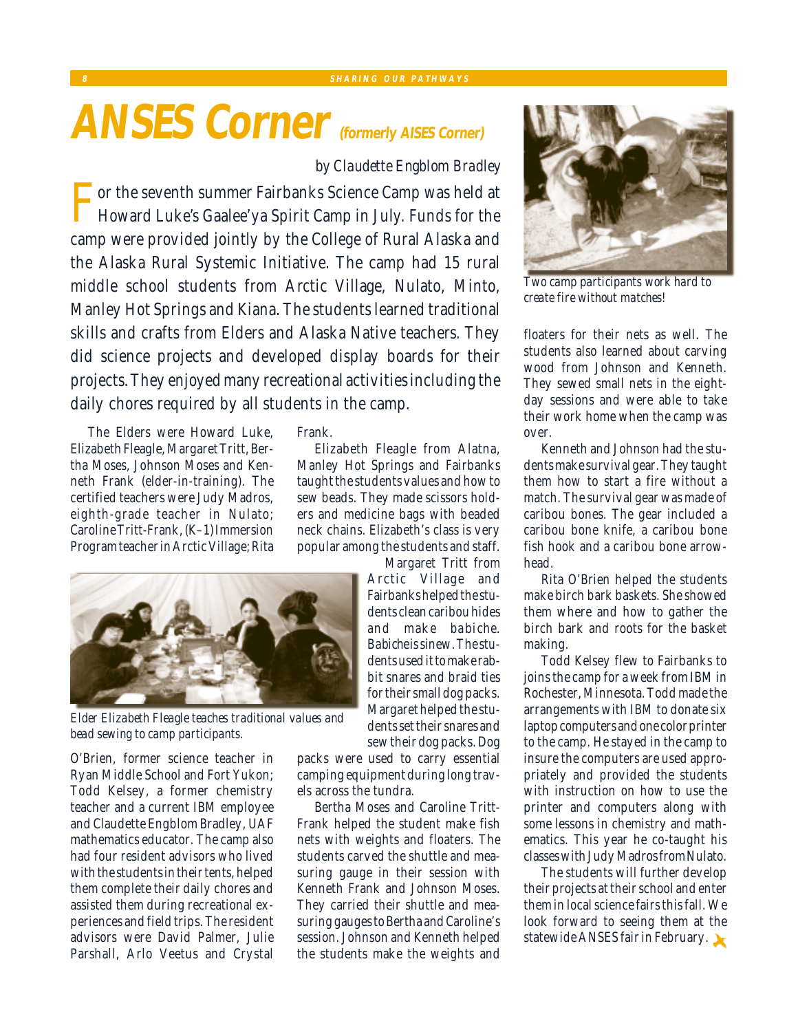# ANSES Corner *(formerly AISES Corner)*

*by Claudette Engblom Bradley*

For the seventh summer Fairbanks Science Camp was held at Howard Luke's Gaalee'ya Spirit Camp in July. Funds for the camp were provided jointly by the College of Rural Alaska and the Alaska Rural Systemic Initiative. The camp had 15 rural middle school students from Arctic Village, Nulato, Minto, Manley Hot Springs and Kiana. The students learned traditional skills and crafts from Elders and Alaska Native teachers. They did science projects and developed display boards for their projects. They enjoyed many recreational activities including the daily chores required by all students in the camp.

The Elders were Howard Luke, Elizabeth Fleagle, Margaret Tritt, Bertha Moses, Johnson Moses and Kenneth Frank (elder-in-training). The certified teachers were Judy Madros, eighth-grade teacher in Nulato; Caroline Tritt-Frank, (K–1) Immersion Program teacher in Arctic Village; Rita O'Brien, former science teacher in Ryan Middle School and Fort Yukon; Todd Kelsey, a former chemistry teacher and a current IBM employee and Claudette Engblom Bradley, UAF mathematics educator. The camp also had four resident advisors who lived with the students in their tents, helped them complete their daily chores and assisted them during recreational experiences and field trips. The resident advisors were David Palmer, Julie Parshall, Arlo Veetus and Crystal Frank.

*Elder Elizabeth Fleagle teaches traditional values and bead sewing to camp participants.*

Elizabeth Fleagle from Alatna, Manley Hot Springs and Fairbanks taught the students values and how to sew beads. They made scissors holders and medicine bags with beaded neck chains. Elizabeth's class is very popular among the students and staff.

Margaret Tritt from Arctic Village and Fairbanks helped the students clean caribou hides and make babiche. Babiche is sinew. The students used it to make rabbit snares and braid ties for their small dog packs. Margaret helped the students set their snares and sew their dog packs. Dog packs were used to carry essential camping equipment during long travels across the tundra.

Bertha Moses and Caroline Tritt-Frank helped the student make fish nets with weights and floaters. The students carved the shuttle and measuring gauge in their session with Kenneth Frank and Johnson Moses. They carried their shuttle and measuring gauges to Bertha and Caroline's session. Johnson and Kenneth helped the students make the weights and floaters for their nets as well. The students also learned about carving wood from Johnson and Kenneth. They sewed small nets in the eight-day sessions and were able to take their work home when the camp was over.

*Two camp participants work hard to create fire without matches!*

Kenneth and Johnson had the students make survival gear. They taught them how to start a fire without a match. The survival gear was made of caribou bones. The gear included a caribou bone knife, a caribou bone fish hook and a caribou bone arrowhead.

Rita O'Brien helped the students make birch bark baskets. She showed them where and how to gather the birch bark and roots for the basket making.

Todd Kelsey flew to Fairbanks to joins the camp for a week from IBM in Rochester, Minnesota. Todd made the arrangements with IBM to donate six laptop computers and one color printer to the camp. He stayed in the camp to insure the computers are used appropriately and provided the students with instruction on how to use the printer and computers along with some lessons in chemistry and mathematics. This year he co-taught his classes with Judy Madros from Nulato.

The students will further develop their projects at their school and enter them in local science fairs this fall. We look forward to seeing them at the statewide ANSES fair in February.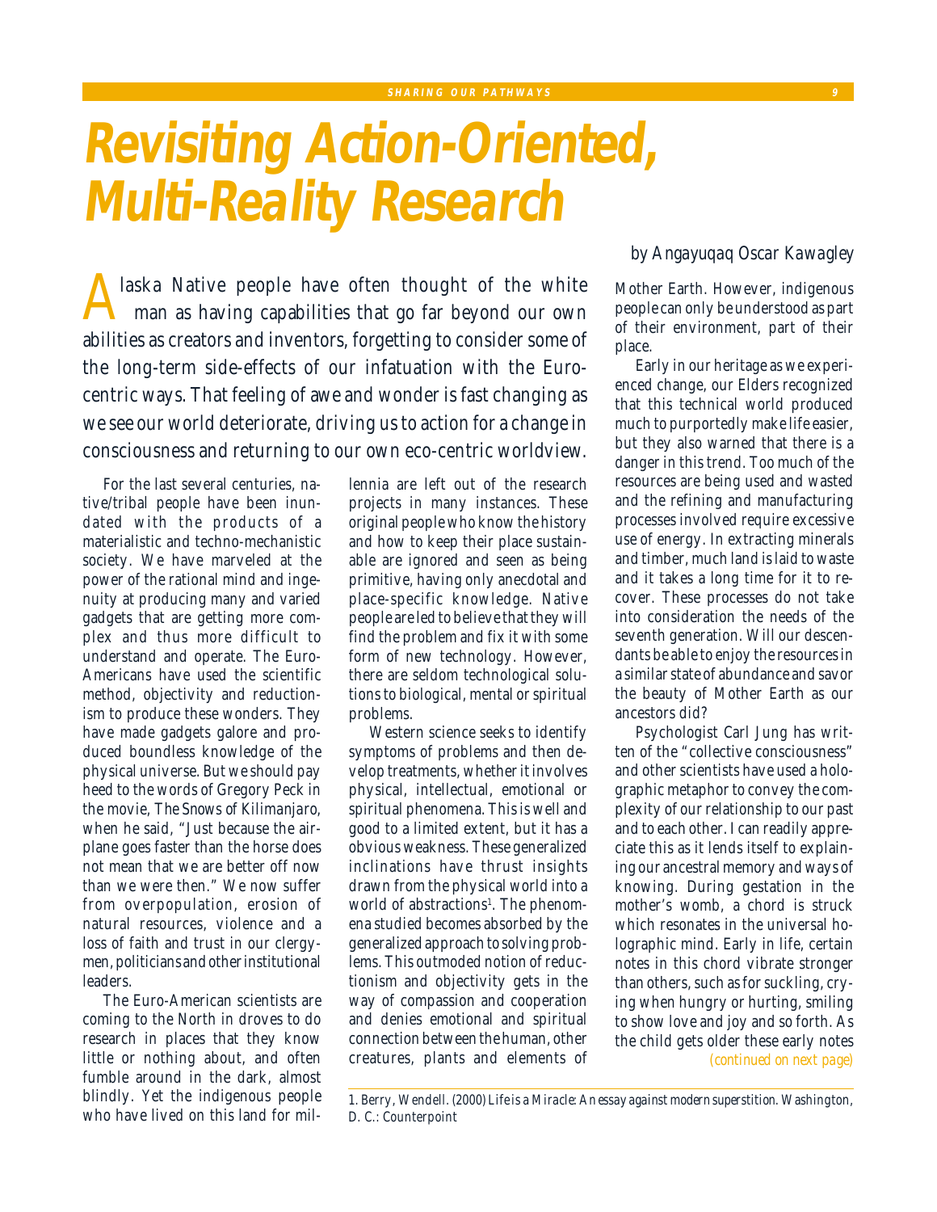# Revisiting Action-Oriented, Multi-Reality Research

*by Angayuqaq Oscar Kawagley*

Alaska Native people have often thought of the white man as having capabilities that go far beyond our own abilities as creators and inventors, forgetting to consider some of the long-term side-effects of our infatuation with the Eurocentric ways. That feeling of awe and wonder is fast changing as we see our world deteriorate, driving us to action for a change in consciousness and returning to our own eco-centric worldview.

For the last several centuries, native/tribal people have been inundated with the products of a materialistic and techno-mechanistic society. We have marveled at the power of the rational mind and ingenuity at producing many and varied gadgets that are getting more complex and thus more difficult to understand and operate. The Euro-Americans have used the scientific method, objectivity and reductionism to produce these wonders. They have made gadgets galore and produced boundless knowledge of the physical universe. But we should pay heed to the words of Gregory Peck in the movie, *The Snows of Kilimanjaro*, when he said, "Just because the airplane goes faster than the horse does not mean that we are better off now than we were then." We now suffer from overpopulation, erosion of natural resources, violence and a loss of faith and trust in our clergymen, politicians and other institutional leaders.

The Euro-American scientists are coming to the North in droves to do research in places that they know little or nothing about, and often fumble around in the dark, almost blindly. Yet the indigenous people who have lived on this land for millennia are left out of the research projects in many instances. These original people who know the history and how to keep their place sustainable are ignored and seen as being primitive, having only anecdotal and place-specific knowledge. Native people are led to believe that they will find the problem and fix it with some form of new technology. However, there are seldom technological solutions to biological, mental or spiritual problems.

Western science seeks to identify symptoms of problems and then develop treatments, whether it involves physical, intellectual, emotional or spiritual phenomena. This is well and good to a limited extent, but it has a obvious weakness. These generalized inclinations have thrust insights drawn from the physical world into a world of abstractions[1]. The phenomena studied becomes absorbed by the generalized approach to solving problems. This outmoded notion of reductionism and objectivity gets in the way of compassion and cooperation and denies emotional and spiritual connection between the human, other creatures, plants and elements of Mother Earth. However, indigenous people can only be understood as part of their environment, part of their place.

Early in our heritage as we experienced change, our Elders recognized that this technical world produced much to purportedly make life easier, but they also warned that there is a danger in this trend. Too much of the resources are being used and wasted and the refining and manufacturing processes involved require excessive use of energy. In extracting minerals and timber, much land is laid to waste and it takes a long time for it to recover. These processes do not take into consideration the needs of the seventh generation. Will our descendants be able to enjoy the resources in a similar state of abundance and savor the beauty of Mother Earth as our ancestors did?

Psychologist Carl Jung has written of the "collective consciousness" and other scientists have used a holographic metaphor to convey the complexity of our relationship to our past and to each other. I can readily appreciate this as it lends itself to explaining our ancestral memory and ways of knowing. During gestation in the mother's womb, a chord is struck which resonates in the universal holographic mind. Early in life, certain notes in this chord vibrate stronger than others, such as for suckling, crying when hungry or hurting, smiling to show love and joy and so forth. As the child gets older these early notes

*(continued on next page)*

1. Berry, Wendell. (2000) *Life is a Miracle: An essay against modern superstition.* Washington, D. C.: Counterpoint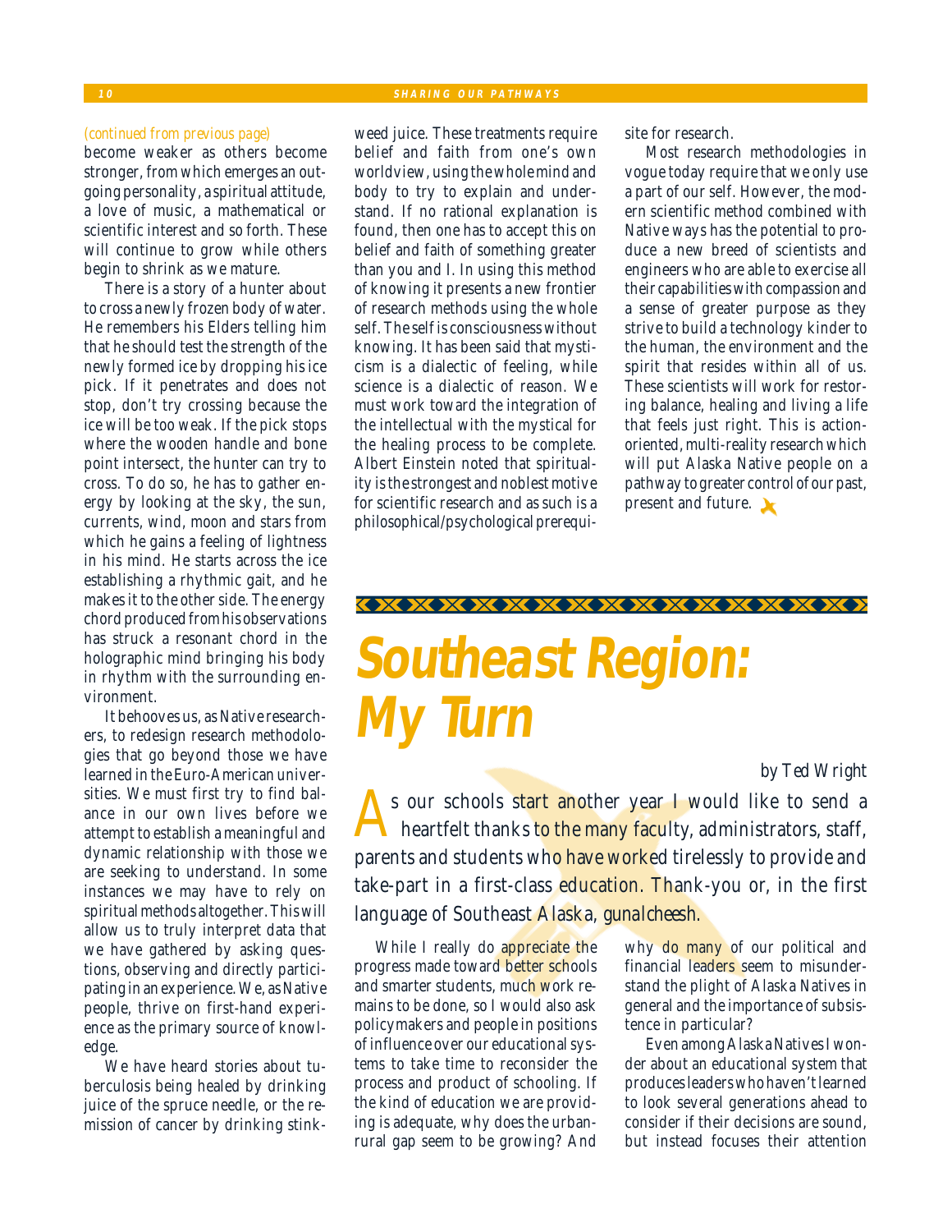*(continued from previous page)*

become weaker as others become stronger, from which emerges an outgoing personality, a spiritual attitude, a love of music, a mathematical or scientific interest and so forth. These will continue to grow while others begin to shrink as we mature.

There is a story of a hunter about to cross a newly frozen body of water. He remembers his Elders telling him that he should test the strength of the newly formed ice by dropping his ice pick. If it penetrates and does not stop, don't try crossing because the ice will be too weak. If the pick stops where the wooden handle and bone point intersect, the hunter can try to cross. To do so, he has to gather energy by looking at the sky, the sun, currents, wind, moon and stars from which he gains a feeling of lightness in his mind. He starts across the ice establishing a rhythmic gait, and he makes it to the other side. The energy chord produced from his observations has struck a resonant chord in the holographic mind bringing his body in rhythm with the surrounding environment.

It behooves us, as Native researchers, to redesign research methodologies that go beyond those we have learned in the Euro-American universities. We must first try to find balance in our own lives before we attempt to establish a meaningful and dynamic relationship with those we are seeking to understand. In some instances we may have to rely on spiritual methods altogether. This will allow us to truly interpret data that we have gathered by asking questions, observing and directly participating in an experience. We, as Native people, thrive on first-hand experience as the primary source of knowledge.

We have heard stories about tuberculosis being healed by drinking juice of the spruce needle, or the remission of cancer by drinking stinkweed juice. These treatments require belief and faith from one's own worldview, using the whole mind and body to try to explain and understand. If no rational explanation is found, then one has to accept this on belief and faith of something greater than you and I. In using this method of knowing it presents a new frontier of research methods using the whole self. The self is consciousness without knowing. It has been said that mysticism is a dialectic of feeling, while science is a dialectic of reason. We must work toward the integration of the intellectual with the mystical for the healing process to be complete. Albert Einstein noted that spirituality is the strongest and noblest motive for scientific research and as such is a philosophical/psychological prerequisite for research.

Most research methodologies in vogue today require that we only use a part of our self. However, the modern scientific method combined with Native ways has the potential to produce a new breed of scientists and engineers who are able to exercise all their capabilities with compassion and a sense of greater purpose as they strive to build a technology kinder to the human, the environment and the spirit that resides within all of us. These scientists will work for restoring balance, healing and living a life that feels just right. This is action-oriented, multi-reality research which will put Alaska Native people on a pathway to greater control of our past, present and future.

# Southeast Region: My Turn

*by Ted Wright*

As our schools start another year I would like to send a heartfelt thanks to the many faculty, administrators, staff, parents and students who have worked tirelessly to provide and take-part in a first-class education. Thank-you or, in the first language of Southeast Alaska, *gunalcheesh*.

While I really do appreciate the progress made toward better schools and smarter students, much work remains to be done, so I would also ask policymakers and people in positions of influence over our educational systems to take time to reconsider the process and product of schooling. If the kind of education we are providing is adequate, why does the urban-rural gap seem to be growing? And why do many of our political and financial leaders seem to misunderstand the plight of Alaska Natives in general and the importance of subsistence in particular?

Even among Alaska Natives I wonder about an educational system that produces leaders who haven't learned to look several generations ahead to consider if their decisions are sound, but instead focuses their attention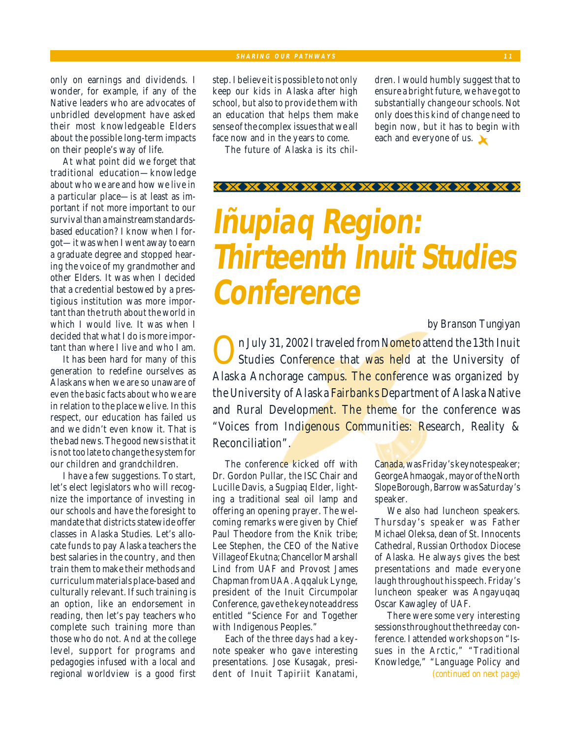only on earnings and dividends. I wonder, for example, if any of the Native leaders who are advocates of unbridled development have asked their most knowledgeable Elders about the possible long-term impacts on their people's way of life.

At what point did we forget that traditional education—knowledge about who we are and how we live in a particular place—is at least as important if not more important to our survival than a mainstream standards-based education? I know when I forgot—it was when I went away to earn a graduate degree and stopped hearing the voice of my grandmother and other Elders. It was when I decided that a credential bestowed by a prestigious institution was more important than the truth about the world in which I would live. It was when I decided that what I do is more important than where I live and who I am.

It has been hard for many of this generation to redefine ourselves as Alaskans when we are so unaware of even the basic facts about who we are in relation to the place we live. In this respect, our education has failed us and we didn't even know it. That is the bad news. The good news is that it is not too late to change the system for our children and grandchildren.

I have a few suggestions. To start, let's elect legislators who will recognize the importance of investing in our schools and have the foresight to mandate that districts statewide offer classes in Alaska Studies. Let's allocate funds to pay Alaska teachers the best salaries in the country, and then train them to make their methods and curriculum materials place-based and culturally relevant. If such training is an option, like an endorsement in reading, then let's pay teachers who complete such training more than those who do not. And at the college level, support for programs and pedagogies infused with a local and regional worldview is a good first step. I believe it is possible to not only keep our kids in Alaska after high school, but also to provide them with an education that helps them make sense of the complex issues that we all face now and in the years to come.

The future of Alaska is its children. I would humbly suggest that to ensure a bright future, we have got to substantially change our schools. Not only does this kind of change need to begin now, but it has to begin with each and everyone of us.

# Iñupiaq Region: Thirteenth Inuit Studies Conference

*by Branson Tungiyan*

On July 31, 2002 I traveled from Nome to attend the 13th Inuit Studies Conference that was held at the University of Alaska Anchorage campus. The conference was organized by the University of Alaska Fairbanks Department of Alaska Native and Rural Development. The theme for the conference was "Voices from Indigenous Communities: Research, Reality & Reconciliation".

The conference kicked off with Dr. Gordon Pullar, the ISC Chair and Lucille Davis, a Sugpiaq Elder, lighting a traditional seal oil lamp and offering an opening prayer. The welcoming remarks were given by Chief Paul Theodore from the Knik tribe; Lee Stephen, the CEO of the Native Village of Ekutna; Chancellor Marshall Lind from UAF and Provost James Chapman from UAA. Aqqaluk Lynge, president of the Inuit Circumpolar Conference, gave the keynote address entitled "Science For and Together with Indigenous Peoples."

Each of the three days had a keynote speaker who gave interesting presentations. Jose Kusagak, president of Inuit Tapiriit Kanatami, Canada, was Friday's keynote speaker; George Ahmaogak, mayor of the North Slope Borough, Barrow was Saturday's speaker.

We also had luncheon speakers. Thursday's speaker was Father Michael Oleksa, dean of St. Innocents Cathedral, Russian Orthodox Diocese of Alaska. He always gives the best presentations and made everyone laugh throughout his speech. Friday's luncheon speaker was Angayuqaq Oscar Kawagley of UAF.

There were some very interesting sessions throughout the three day conference. I attended workshops on "Issues in the Arctic," "Traditional Knowledge," "Language Policy and

*(continued on next page)*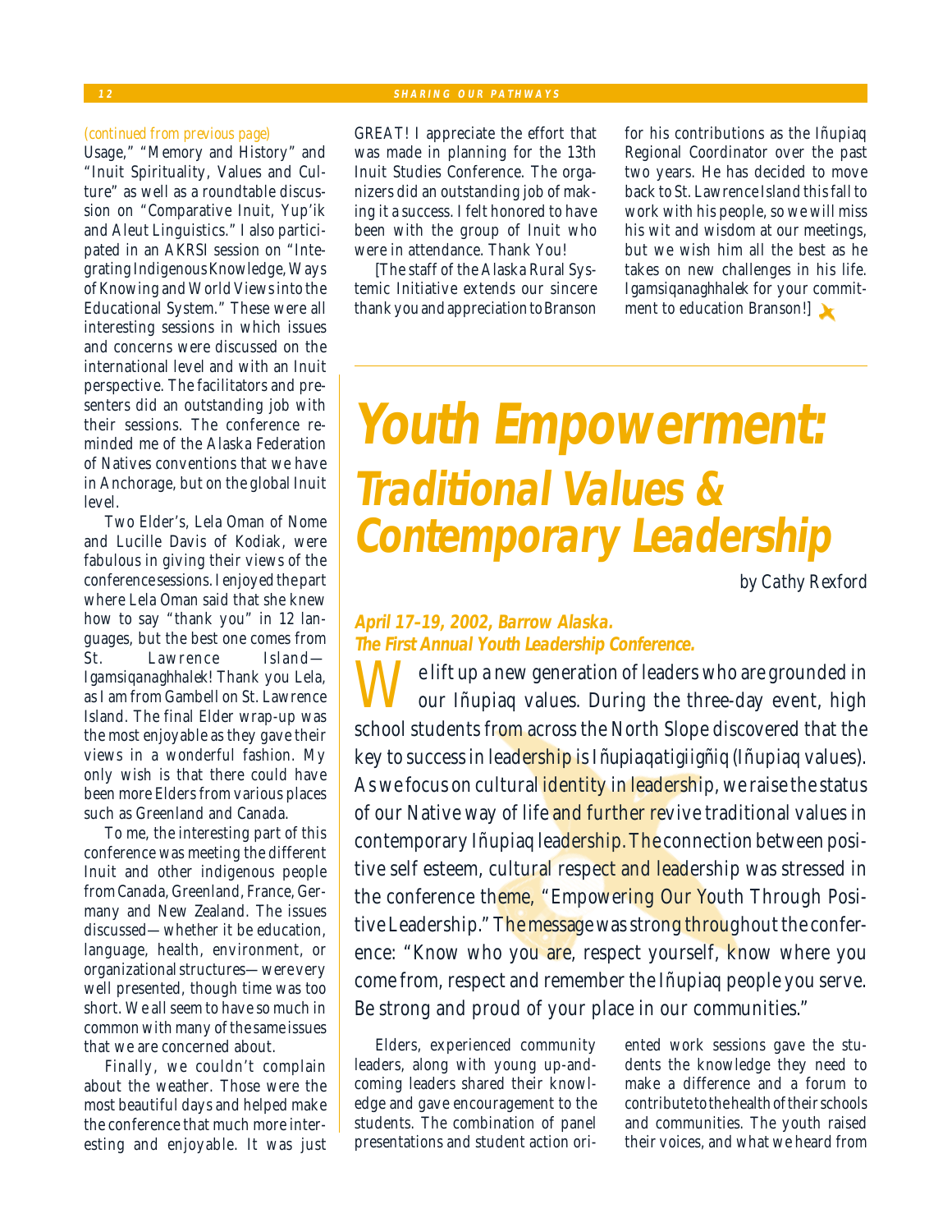*(continued from previous page)*

Usage," "Memory and History" and "Inuit Spirituality, Values and Culture" as well as a roundtable discussion on "Comparative Inuit, Yup'ik and Aleut Linguistics." I also participated in an AKRSI session on "Integrating Indigenous Knowledge, Ways of Knowing and World Views into the Educational System." These were all interesting sessions in which issues and concerns were discussed on the international level and with an Inuit perspective. The facilitators and presenters did an outstanding job with their sessions. The conference reminded me of the Alaska Federation of Natives conventions that we have in Anchorage, but on the global Inuit level.

Two Elder's, Lela Oman of Nome and Lucille Davis of Kodiak, were fabulous in giving their views of the conference sessions. I enjoyed the part where Lela Oman said that she knew how to say "thank you" in 12 languages, but the best one comes from St. Lawrence Island—*Igamsiqanaghhalek!* Thank you Lela, as I am from Gambell on St. Lawrence Island. The final Elder wrap-up was the most enjoyable as they gave their views in a wonderful fashion. My only wish is that there could have been more Elders from various places such as Greenland and Canada.

To me, the interesting part of this conference was meeting the different Inuit and other indigenous people from Canada, Greenland, France, Germany and New Zealand. The issues discussed—whether it be education, language, health, environment, or organizational structures—were very well presented, though time was too short. We all seem to have so much in common with many of the same issues that we are concerned about.

Finally, we couldn't complain about the weather. Those were the most beautiful days and helped make the conference that much more interesting and enjoyable. It was just GREAT! I appreciate the effort that was made in planning for the 13th Inuit Studies Conference. The organizers did an outstanding job of making it a success. I felt honored to have been with the group of Inuit who were in attendance. Thank You!

[The staff of the Alaska Rural Systemic Initiative extends our sincere thank you and appreciation to Branson for his contributions as the Iñupiaq Regional Coordinator over the past two years. He has decided to move back to St. Lawrence Island this fall to work with his people, so we will miss his wit and wisdom at our meetings, but we wish him all the best as he takes on new challenges in his life. *Igamsiqanaghhalek* for your commitment to education Branson!]

# Youth Empowerment: Traditional Values & Contemporary Leadership

*by Cathy Rexford*

**April 17–19, 2002, Barrow Alaska.**
**The First Annual Youth Leadership Conference.**

We lift up a new generation of leaders who are grounded in our Iñupiaq values. During the three-day event, high school students from across the North Slope discovered that the key to success in leadership is Iñupiaqatigiigñiq (Iñupiaq values). As we focus on cultural identity in leadership, we raise the status of our Native way of life and further revive traditional values in contemporary Iñupiaq leadership. The connection between positive self esteem, cultural respect and leadership was stressed in the conference theme, "Empowering Our Youth Through Positive Leadership." The message was strong throughout the conference: "Know who you are, respect yourself, know where you come from, respect and remember the Iñupiaq people you serve. Be strong and proud of your place in our communities."

Elders, experienced community leaders, along with young up-and-coming leaders shared their knowledge and gave encouragement to the students. The combination of panel presentations and student action oriented work sessions gave the students the knowledge they need to make a difference and a forum to contribute to the health of their schools and communities. The youth raised their voices, and what we heard from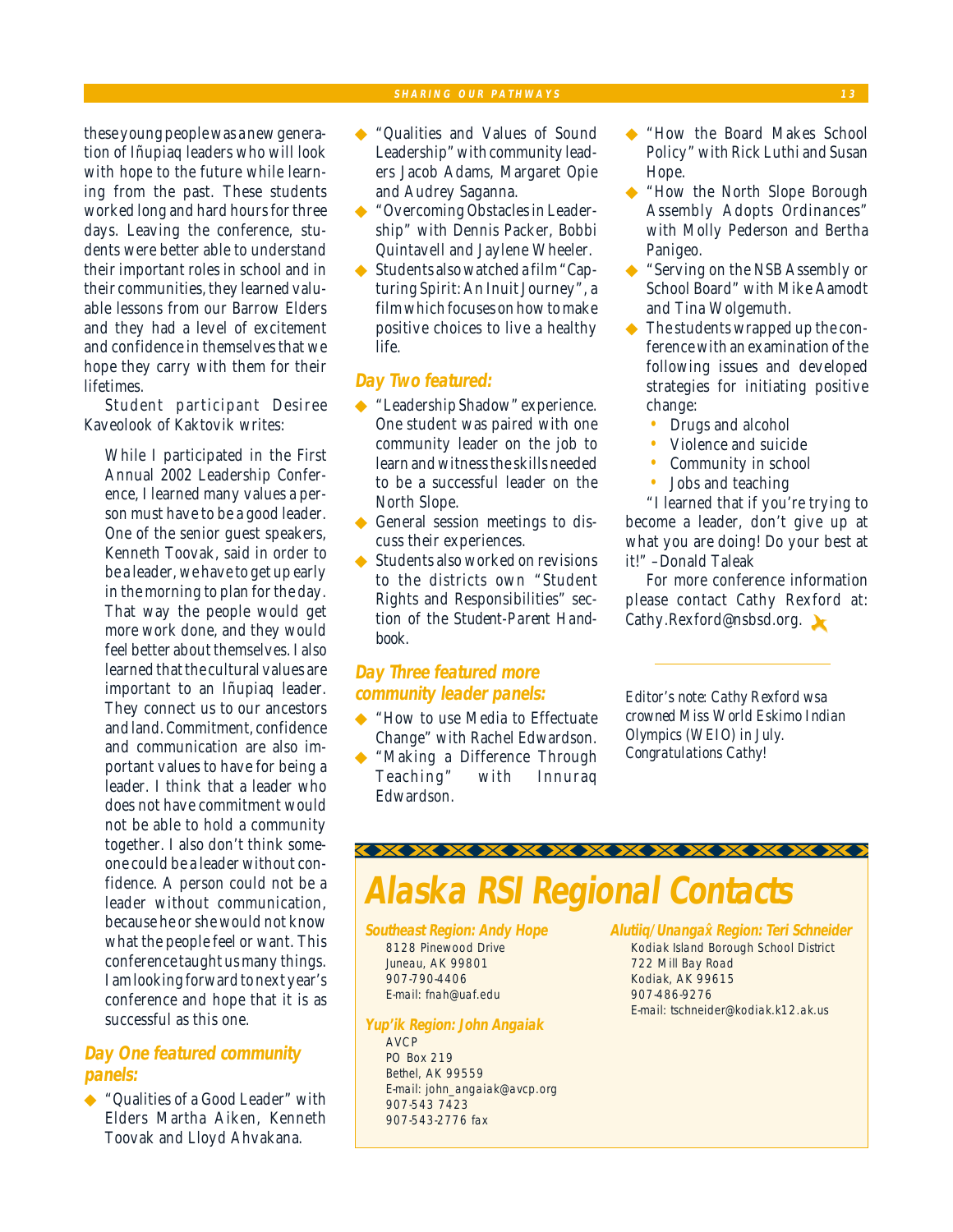these young people was a new generation of Iñupiaq leaders who will look with hope to the future while learning from the past. These students worked long and hard hours for three days. Leaving the conference, students were better able to understand their important roles in school and in their communities, they learned valuable lessons from our Barrow Elders and they had a level of excitement and confidence in themselves that we hope they carry with them for their lifetimes.

Student participant Desiree Kaveolook of Kaktovik writes:

> While I participated in the First Annual 2002 Leadership Conference, I learned many values a person must have to be a good leader. One of the senior guest speakers, Kenneth Toovak, said in order to be a leader, we have to get up early in the morning to plan for the day. That way the people would get more work done, and they would feel better about themselves. I also learned that the cultural values are important to an Iñupiaq leader. They connect us to our ancestors and land. Commitment, confidence and communication are also important values to have for being a leader. I think that a leader who does not have commitment would not be able to hold a community together. I also don't think someone could be a leader without confidence. A person could not be a leader without communication, because he or she would not know what the people feel or want. This conference taught us many things. I am looking forward to next year's conference and hope that it is as successful as this one.

### Day One featured community panels:

- "Qualities of a Good Leader" with Elders Martha Aiken, Kenneth Toovak and Lloyd Ahvakana.
- "Qualities and Values of Sound Leadership" with community leaders Jacob Adams, Margaret Opie and Audrey Saganna.
- "Overcoming Obstacles in Leadership" with Dennis Packer, Bobbi Quintavell and Jaylene Wheeler.
- Students also watched a film "Capturing Spirit: An Inuit Journey", a film which focuses on how to make positive choices to live a healthy life.

### Day Two featured:

- "Leadership Shadow" experience. One student was paired with one community leader on the job to learn and witness the skills needed to be a successful leader on the North Slope.
- General session meetings to discuss their experiences.
- Students also worked on revisions to the districts own "Student Rights and Responsibilities" section of the Student-Parent Handbook.

### Day Three featured more community leader panels:

- "How to use Media to Effectuate Change" with Rachel Edwardson.
- "Making a Difference Through Teaching" with Innuraq Edwardson.
- "How the Board Makes School Policy" with Rick Luthi and Susan Hope.
- "How the North Slope Borough Assembly Adopts Ordinances" with Molly Pederson and Bertha Panigeo.
- "Serving on the NSB Assembly or School Board" with Mike Aamodt and Tina Wolgemuth.
- The students wrapped up the conference with an examination of the following issues and developed strategies for initiating positive change:
  - Drugs and alcohol
  - Violence and suicide
  - Community in school
  - Jobs and teaching

"I learned that if you're trying to become a leader, don't give up at what you are doing! Do your best at it!" –Donald Taleak

For more conference information please contact Cathy Rexford at: Cathy.Rexford@nsbsd.org.

*Editor's note: Cathy Rexford wsa crowned Miss World Eskimo Indian Olympics (WEIO) in July. Congratulations Cathy!*

## Alaska RSI Regional Contacts

**Southeast Region: Andy Hope**
8128 Pinewood Drive
Juneau, AK 99801
907-790-4406
E-mail: fnah@uaf.edu

**Yup'ik Region: John Angaiak**
AVCP
PO Box 219
Bethel, AK 99559
E-mail: john_angaiak@avcp.org
907-543 7423
907-543-2776 fax

**Alutiiq/Unangax̂ Region: Teri Schneider**
Kodiak Island Borough School District
722 Mill Bay Road
Kodiak, AK 99615
907-486-9276
E-mail: tschneider@kodiak.k12.ak.us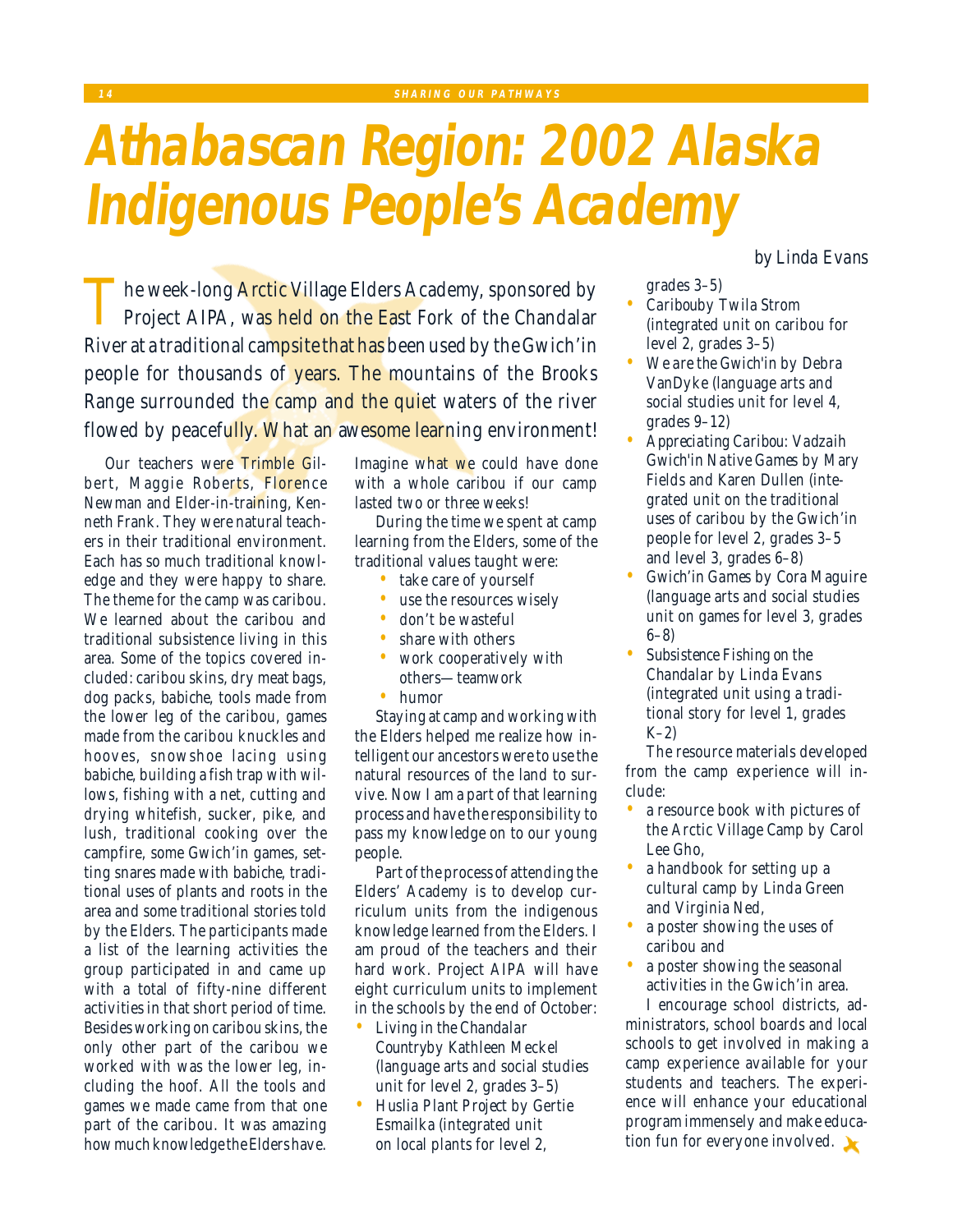# Athabascan Region: 2002 Alaska Indigenous People's Academy

*by Linda Evans*

The week-long Arctic Village Elders Academy, sponsored by Project AIPA, was held on the East Fork of the Chandalar River at a traditional campsite that has been used by the Gwich'in people for thousands of years. The mountains of the Brooks Range surrounded the camp and the quiet waters of the river flowed by peacefully. What an awesome learning environment!

Our teachers were Trimble Gilbert, Maggie Roberts, Florence Newman and Elder-in-training, Kenneth Frank. They were natural teachers in their traditional environment. Each has so much traditional knowledge and they were happy to share. The theme for the camp was caribou. We learned about the caribou and traditional subsistence living in this area. Some of the topics covered included: caribou skins, dry meat bags, dog packs, babiche, tools made from the lower leg of the caribou, games made from the caribou knuckles and hooves, snowshoe lacing using babiche, building a fish trap with willows, fishing with a net, cutting and drying whitefish, sucker, pike, and lush, traditional cooking over the campfire, some Gwich'in games, setting snares made with babiche, traditional uses of plants and roots in the area and some traditional stories told by the Elders. The participants made a list of the learning activities the group participated in and came up with a total of fifty-nine different activities in that short period of time. Besides working on caribou skins, the only other part of the caribou we worked with was the lower leg, including the hoof. All the tools and games we made came from that one part of the caribou. It was amazing how much knowledge the Elders have. Imagine what we could have done with a whole caribou if our camp lasted two or three weeks!

During the time we spent at camp learning from the Elders, some of the traditional values taught were:

- take care of yourself
- use the resources wisely
- don't be wasteful
- share with others
- work cooperatively with others—teamwork
- humor

Staying at camp and working with the Elders helped me realize how intelligent our ancestors were to use the natural resources of the land to survive. Now I am a part of that learning process and have the responsibility to pass my knowledge on to our young people.

Part of the process of attending the Elders' Academy is to develop curriculum units from the indigenous knowledge learned from the Elders. I am proud of the teachers and their hard work. Project AIPA will have eight curriculum units to implement in the schools by the end of October:

- *Living in the Chandalar Country* by Kathleen Meckel (language arts and social studies unit for level 2, grades 3–5)
- *Huslia Plant Project* by Gertie Esmailka (integrated unit on local plants for level 2, grades 3–5)
- *Caribou* by Twila Strom (integrated unit on caribou for level 2, grades 3–5)
- *We are the Gwich'in* by Debra VanDyke (language arts and social studies unit for level 4, grades 9–12)
- *Appreciating Caribou: Vadzaih Gwich'in Native Games* by Mary Fields and Karen Dullen (integrated unit on the traditional uses of caribou by the Gwich'in people for level 2, grades 3–5 and level 3, grades 6–8)
- *Gwich'in Games* by Cora Maguire (language arts and social studies unit on games for level 3, grades 6–8)
- *Subsistence Fishing on the Chandalar* by Linda Evans (integrated unit using a traditional story for level 1, grades K–2)

The resource materials developed from the camp experience will include:

- a resource book with pictures of the Arctic Village Camp by Carol Lee Gho,
- a handbook for setting up a cultural camp by Linda Green and Virginia Ned,
- a poster showing the uses of caribou and
- a poster showing the seasonal activities in the Gwich'in area.

I encourage school districts, administrators, school boards and local schools to get involved in making a camp experience available for your students and teachers. The experience will enhance your educational program immensely and make education fun for everyone involved.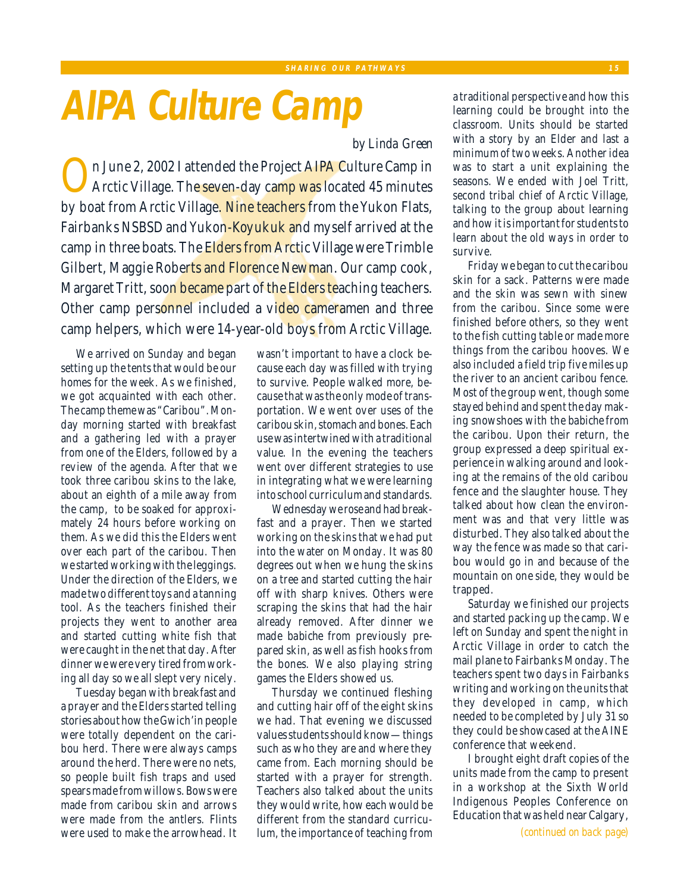# AIPA Culture Camp

*by Linda Green*

On June 2, 2002 I attended the Project AIPA Culture Camp in Arctic Village. The seven-day camp was located 45 minutes by boat from Arctic Village. Nine teachers from the Yukon Flats, Fairbanks NSBSD and Yukon-Koyukuk and myself arrived at the camp in three boats. The Elders from Arctic Village were Trimble Gilbert, Maggie Roberts and Florence Newman. Our camp cook, Margaret Tritt, soon became part of the Elders teaching teachers. Other camp personnel included a video cameramen and three camp helpers, which were 14-year-old boys from Arctic Village.

We arrived on Sunday and began setting up the tents that would be our homes for the week. As we finished, we got acquainted with each other. The camp theme was "Caribou". Monday morning started with breakfast and a gathering led with a prayer from one of the Elders, followed by a review of the agenda. After that we took three caribou skins to the lake, about an eighth of a mile away from the camp, to be soaked for approximately 24 hours before working on them. As we did this the Elders went over each part of the caribou. Then we started working with the leggings. Under the direction of the Elders, we made two different toys and a tanning tool. As the teachers finished their projects they went to another area and started cutting white fish that were caught in the net that day. After dinner we were very tired from working all day so we all slept very nicely.

Tuesday began with breakfast and a prayer and the Elders started telling stories about how the Gwich'in people were totally dependent on the caribou herd. There were always camps around the herd. There were no nets, so people built fish traps and used spears made from willows. Bows were made from caribou skin and arrows were made from the antlers. Flints were used to make the arrowhead. It wasn't important to have a clock because each day was filled with trying to survive. People walked more, because that was the only mode of transportation. We went over uses of the caribou skin, stomach and bones. Each use was intertwined with a traditional value. In the evening the teachers went over different strategies to use in integrating what we were learning into school curriculum and standards.

Wednesday we rose and had breakfast and a prayer. Then we started working on the skins that we had put into the water on Monday. It was 80 degrees out when we hung the skins on a tree and started cutting the hair off with sharp knives. Others were scraping the skins that had the hair already removed. After dinner we made babiche from previously prepared skin, as well as fish hooks from the bones. We also playing string games the Elders showed us.

Thursday we continued fleshing and cutting hair off of the eight skins we had. That evening we discussed values students should know—things such as who they are and where they came from. Each morning should be started with a prayer for strength. Teachers also talked about the units they would write, how each would be different from the standard curriculum, the importance of teaching from a traditional perspective and how this learning could be brought into the classroom. Units should be started with a story by an Elder and last a minimum of two weeks. Another idea was to start a unit explaining the seasons. We ended with Joel Tritt, second tribal chief of Arctic Village, talking to the group about learning and how it is important for students to learn about the old ways in order to survive.

Friday we began to cut the caribou skin for a sack. Patterns were made and the skin was sewn with sinew from the caribou. Since some were finished before others, so they went to the fish cutting table or made more things from the caribou hooves. We also included a field trip five miles up the river to an ancient caribou fence. Most of the group went, though some stayed behind and spent the day making snowshoes with the babiche from the caribou. Upon their return, the group expressed a deep spiritual experience in walking around and looking at the remains of the old caribou fence and the slaughter house. They talked about how clean the environment was and that very little was disturbed. They also talked about the way the fence was made so that caribou would go in and because of the mountain on one side, they would be trapped.

Saturday we finished our projects and started packing up the camp. We left on Sunday and spent the night in Arctic Village in order to catch the mail plane to Fairbanks Monday. The teachers spent two days in Fairbanks writing and working on the units that they developed in camp, which needed to be completed by July 31 so they could be showcased at the AINE conference that weekend.

I brought eight draft copies of the units made from the camp to present in a workshop at the Sixth World Indigenous Peoples Conference on Education that was held near Calgary,

*(continued on back page)*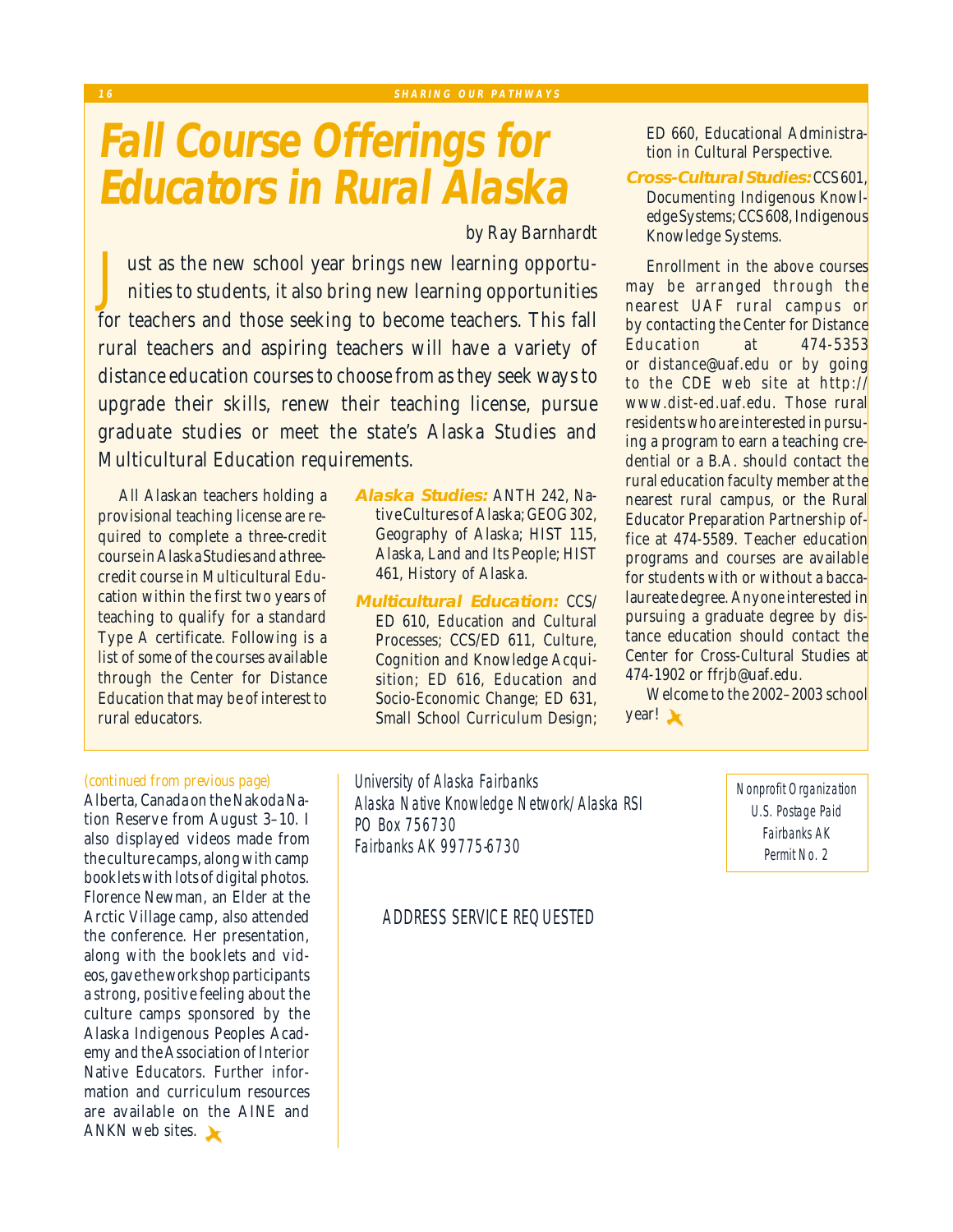# Fall Course Offerings for Educators in Rural Alaska

by Ray Barnhardt

Just as the new school year brings new learning opportunities to students, it also bring new learning opportunities for teachers and those seeking to become teachers. This fall rural teachers and aspiring teachers will have a variety of distance education courses to choose from as they seek ways to upgrade their skills, renew their teaching license, pursue graduate studies or meet the state's Alaska Studies and Multicultural Education requirements.

All Alaskan teachers holding a provisional teaching license are required to complete a three-credit course in Alaska Studies and a three-credit course in Multicultural Education within the first two years of teaching to qualify for a standard Type A certificate. Following is a list of some of the courses available through the Center for Distance Education that may be of interest to rural educators.

**Alaska Studies:** ANTH 242, Native Cultures of Alaska; GEOG 302, Geography of Alaska; HIST 115, Alaska, Land and Its People; HIST 461, History of Alaska.

**Multicultural Education:** CCS/ED 610, Education and Cultural Processes; CCS/ED 611, Culture, Cognition and Knowledge Acquisition; ED 616, Education and Socio-Economic Change; ED 631, Small School Curriculum Design; ED 660, Educational Administration in Cultural Perspective.

**Cross-Cultural Studies:** CCS 601, Documenting Indigenous Knowledge Systems; CCS 608, Indigenous Knowledge Systems.

Enrollment in the above courses may be arranged through the nearest UAF rural campus or by contacting the Center for Distance Education at 474-5353 or distance@uaf.edu or by going to the CDE web site at http://www.dist-ed.uaf.edu. Those rural residents who are interested in pursuing a program to earn a teaching credential or a B.A. should contact the rural education faculty member at the nearest rural campus, or the Rural Educator Preparation Partnership office at 474-5589. Teacher education programs and courses are available for students with or without a baccalaureate degree. Anyone interested in pursuing a graduate degree by distance education should contact the Center for Cross-Cultural Studies at 474-1902 or ffrjb@uaf.edu.

Welcome to the 2002–2003 school year!

*(continued from previous page)*

Alberta, Canada on the Nakoda Nation Reserve from August 3–10. I also displayed videos made from the culture camps, along with camp booklets with lots of digital photos. Florence Newman, an Elder at the Arctic Village camp, also attended the conference. Her presentation, along with the booklets and videos, gave the workshop participants a strong, positive feeling about the culture camps sponsored by the Alaska Indigenous Peoples Academy and the Association of Interior Native Educators. Further information and curriculum resources are available on the AINE and ANKN web sites.

*University of Alaska Fairbanks*
*Alaska Native Knowledge Network/Alaska RSI*
*PO Box 756730*
*Fairbanks AK 99775-6730*

ADDRESS SERVICE REQUESTED

*Nonprofit Organization*
*U.S. Postage Paid*
*Fairbanks AK*
*Permit No. 2*